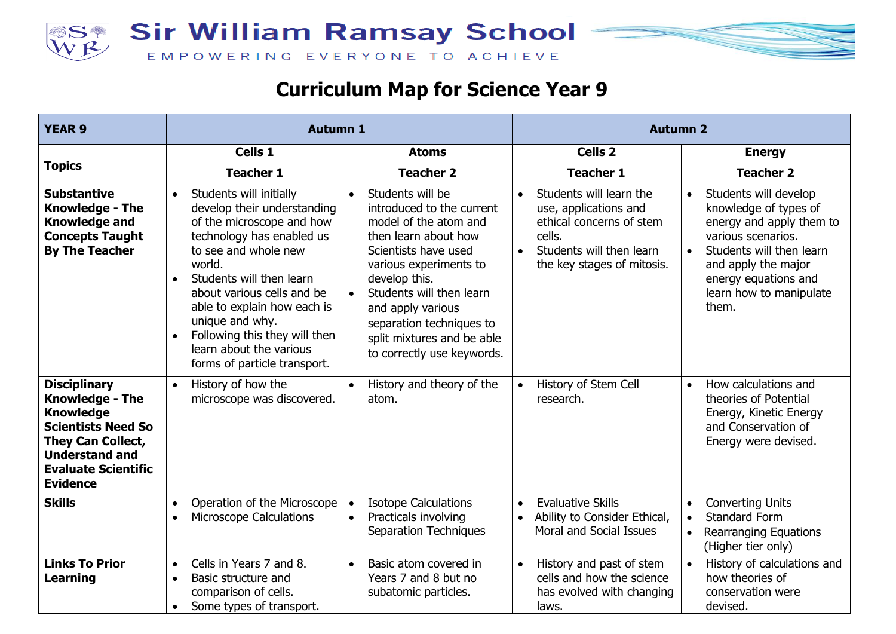# Sir William Ramsay School

EMPOWERING EVERYONE TO ACHIEVE

## Curriculum Map for Science Year 9

| YEAR 9 | Autumn 1 | | Autumn 2 | |
|---|---|---|---|---|
| **Topics** | **Cells 1**<br>**Teacher 1** | **Atoms**<br>**Teacher 2** | **Cells 2**<br>**Teacher 1** | **Energy**<br>**Teacher 2** |
| **Substantive Knowledge - The Knowledge and Concepts Taught By The Teacher** | • Students will initially develop their understanding of the microscope and how technology has enabled us to see and whole new world.<br>• Students will then learn about various cells and be able to explain how each is unique and why.<br>• Following this they will then learn about the various forms of particle transport. | • Students will be introduced to the current model of the atom and then learn about how Scientists have used various experiments to develop this.<br>• Students will then learn and apply various separation techniques to split mixtures and be able to correctly use keywords. | • Students will learn the use, applications and ethical concerns of stem cells.<br>• Students will then learn the key stages of mitosis. | • Students will develop knowledge of types of energy and apply them to various scenarios.<br>• Students will then learn and apply the major energy equations and learn how to manipulate them. |
| **Disciplinary Knowledge - The Knowledge Scientists Need So They Can Collect, Understand and Evaluate Scientific Evidence** | • History of how the microscope was discovered. | • History and theory of the atom. | • History of Stem Cell research. | • How calculations and theories of Potential Energy, Kinetic Energy and Conservation of Energy were devised. |
| **Skills** | • Operation of the Microscope<br>• Microscope Calculations | • Isotope Calculations<br>• Practicals involving Separation Techniques | • Evaluative Skills<br>• Ability to Consider Ethical, Moral and Social Issues | • Converting Units<br>• Standard Form<br>• Rearranging Equations (Higher tier only) |
| **Links To Prior Learning** | • Cells in Years 7 and 8.<br>• Basic structure and comparison of cells.<br>• Some types of transport. | • Basic atom covered in Years 7 and 8 but no subatomic particles. | • History and past of stem cells and how the science has evolved with changing laws. | • History of calculations and how theories of conservation were devised. |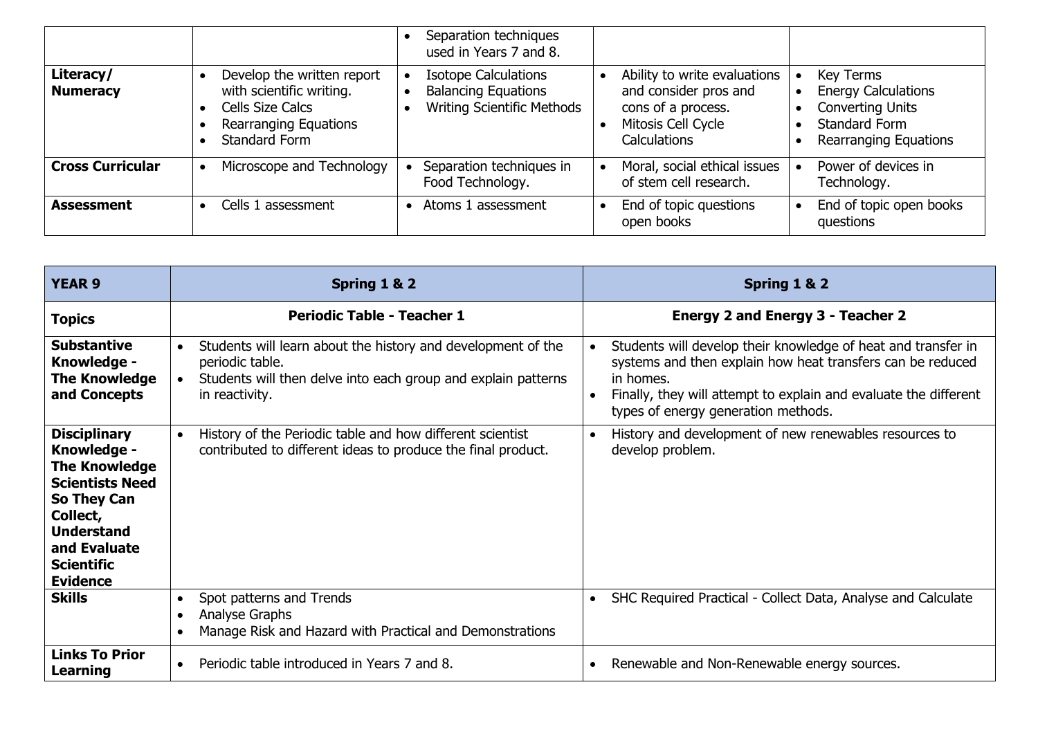| | | | | |
|---|---|---|---|---|
| | | • Separation techniques used in Years 7 and 8. | | |
| **Literacy/ Numeracy** | • Develop the written report with scientific writing.<br>• Cells Size Calcs<br>• Rearranging Equations<br>• Standard Form | • Isotope Calculations<br>• Balancing Equations<br>• Writing Scientific Methods | • Ability to write evaluations and consider pros and cons of a process.<br>• Mitosis Cell Cycle Calculations | • Key Terms<br>• Energy Calculations<br>• Converting Units<br>• Standard Form<br>• Rearranging Equations |
| **Cross Curricular** | • Microscope and Technology | • Separation techniques in Food Technology. | • Moral, social ethical issues of stem cell research. | • Power of devices in Technology. |
| **Assessment** | • Cells 1 assessment | • Atoms 1 assessment | • End of topic questions open books | • End of topic open books questions |

| **YEAR 9** | **Spring 1 & 2** | **Spring 1 & 2** |
|---|---|---|
| **Topics** | **Periodic Table - Teacher 1** | **Energy 2 and Energy 3 - Teacher 2** |
| **Substantive Knowledge - The Knowledge and Concepts** | • Students will learn about the history and development of the periodic table.<br>• Students will then delve into each group and explain patterns in reactivity. | • Students will develop their knowledge of heat and transfer in systems and then explain how heat transfers can be reduced in homes.<br>• Finally, they will attempt to explain and evaluate the different types of energy generation methods. |
| **Disciplinary Knowledge - The Knowledge Scientists Need So They Can Collect, Understand and Evaluate Scientific Evidence** | • History of the Periodic table and how different scientist contributed to different ideas to produce the final product. | • History and development of new renewables resources to develop problem. |
| **Skills** | • Spot patterns and Trends<br>• Analyse Graphs<br>• Manage Risk and Hazard with Practical and Demonstrations | • SHC Required Practical - Collect Data, Analyse and Calculate |
| **Links To Prior Learning** | • Periodic table introduced in Years 7 and 8. | • Renewable and Non-Renewable energy sources. |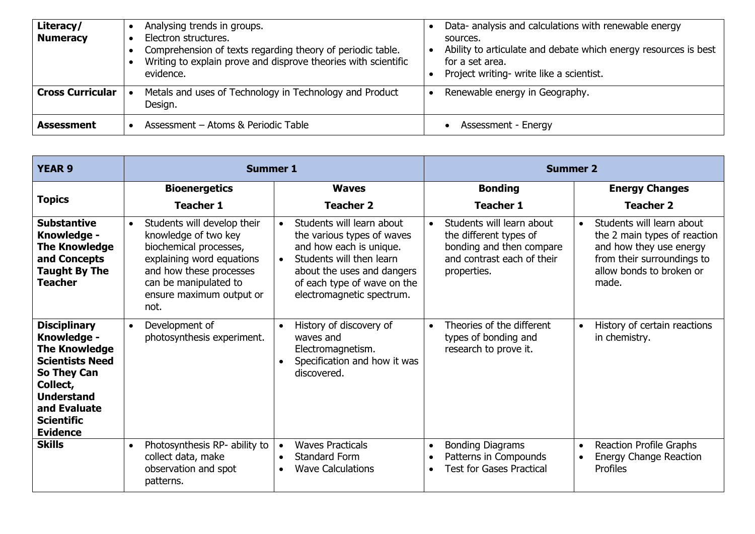| | | |
|---|---|---|
| **Literacy/ Numeracy** | • Analysing trends in groups.<br>• Electron structures.<br>• Comprehension of texts regarding theory of periodic table.<br>• Writing to explain prove and disprove theories with scientific evidence. | • Data- analysis and calculations with renewable energy sources.<br>• Ability to articulate and debate which energy resources is best for a set area.<br>• Project writing- write like a scientist. |
| **Cross Curricular** | • Metals and uses of Technology in Technology and Product Design. | • Renewable energy in Geography. |
| **Assessment** | • Assessment – Atoms & Periodic Table | • Assessment - Energy |

| **YEAR 9** | **Summer 1** | | **Summer 2** | |
|---|---|---|---|---|
| **Topics** | **Bioenergetics**<br>**Teacher 1** | **Waves**<br>**Teacher 2** | **Bonding**<br>**Teacher 1** | **Energy Changes**<br>**Teacher 2** |
| **Substantive Knowledge - The Knowledge and Concepts Taught By The Teacher** | • Students will develop their knowledge of two key biochemical processes, explaining word equations and how these processes can be manipulated to ensure maximum output or not. | • Students will learn about the various types of waves and how each is unique.<br>• Students will then learn about the uses and dangers of each type of wave on the electromagnetic spectrum. | • Students will learn about the different types of bonding and then compare and contrast each of their properties. | • Students will learn about the 2 main types of reaction and how they use energy from their surroundings to allow bonds to broken or made. |
| **Disciplinary Knowledge - The Knowledge Scientists Need So They Can Collect, Understand and Evaluate Scientific Evidence** | • Development of photosynthesis experiment. | • History of discovery of waves and Electromagnetism.<br>• Specification and how it was discovered. | • Theories of the different types of bonding and research to prove it. | • History of certain reactions in chemistry. |
| **Skills** | • Photosynthesis RP- ability to collect data, make observation and spot patterns. | • Waves Practicals<br>• Standard Form<br>• Wave Calculations | • Bonding Diagrams<br>• Patterns in Compounds<br>• Test for Gases Practical | • Reaction Profile Graphs<br>• Energy Change Reaction Profiles |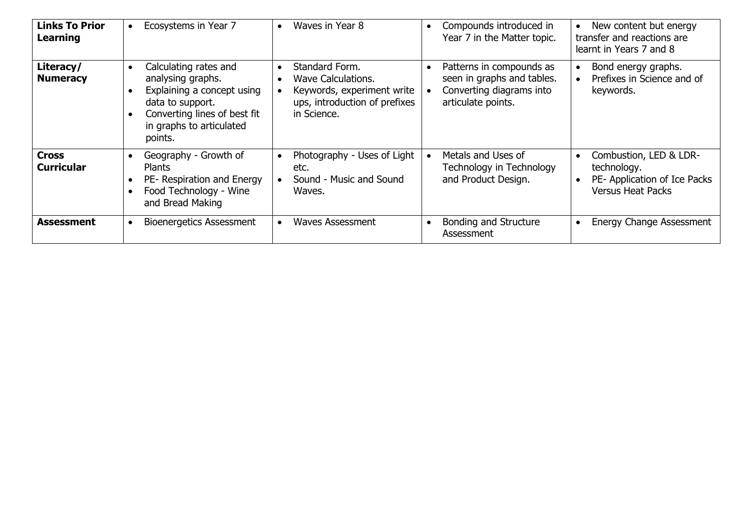| | | | | |
|---|---|---|---|---|
| **Links To Prior Learning** | • Ecosystems in Year 7 | • Waves in Year 8 | • Compounds introduced in Year 7 in the Matter topic. | • New content but energy transfer and reactions are learnt in Years 7 and 8 |
| **Literacy/ Numeracy** | • Calculating rates and analysing graphs.<br>• Explaining a concept using data to support.<br>• Converting lines of best fit in graphs to articulated points. | • Standard Form.<br>• Wave Calculations.<br>• Keywords, experiment write ups, introduction of prefixes in Science. | • Patterns in compounds as seen in graphs and tables.<br>• Converting diagrams into articulate points. | • Bond energy graphs.<br>• Prefixes in Science and of keywords. |
| **Cross Curricular** | • Geography - Growth of Plants<br>• PE- Respiration and Energy<br>• Food Technology - Wine and Bread Making | • Photography - Uses of Light etc.<br>• Sound - Music and Sound Waves. | • Metals and Uses of Technology in Technology and Product Design. | • Combustion, LED & LDR- technology.<br>• PE- Application of Ice Packs Versus Heat Packs |
| **Assessment** | • Bioenergetics Assessment | • Waves Assessment | • Bonding and Structure Assessment | • Energy Change Assessment |